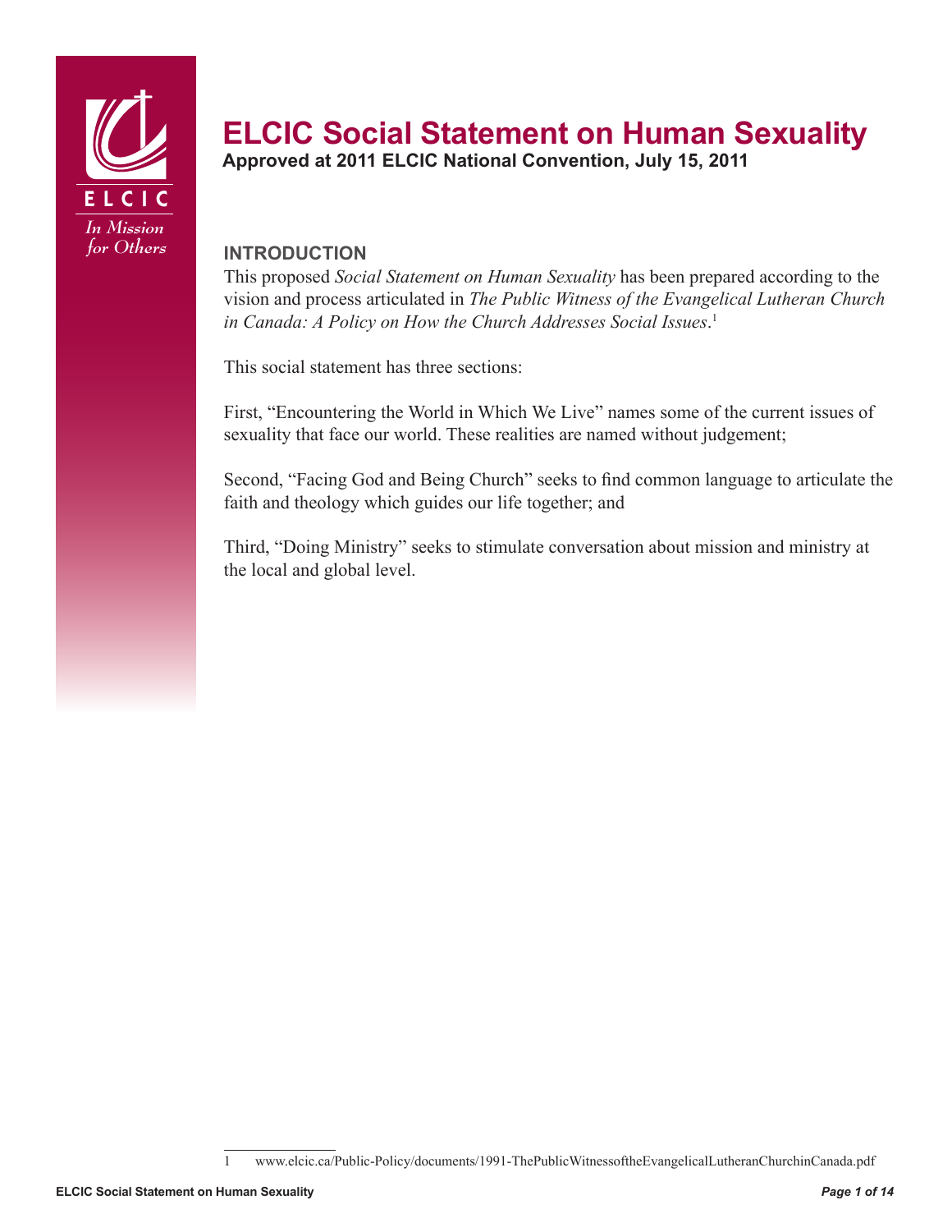# ELCIC Social Statement on Human Sexuality

**Approved at 2011 ELCIC National Convention, July 15, 2011**

## INTRODUCTION

This proposed *Social Statement on Human Sexuality* has been prepared according to the vision and process articulated in *The Public Witness of the Evangelical Lutheran Church in Canada: A Policy on How the Church Addresses Social Issues*.[1]

This social statement has three sections:

First, "Encountering the World in Which We Live" names some of the current issues of sexuality that face our world. These realities are named without judgement;

Second, "Facing God and Being Church" seeks to find common language to articulate the faith and theology which guides our life together; and

Third, "Doing Ministry" seeks to stimulate conversation about mission and ministry at the local and global level.

---

1 www.elcic.ca/Public-Policy/documents/1991-ThePublicWitnessoftheEvangelicalLutheranChurchinCanada.pdf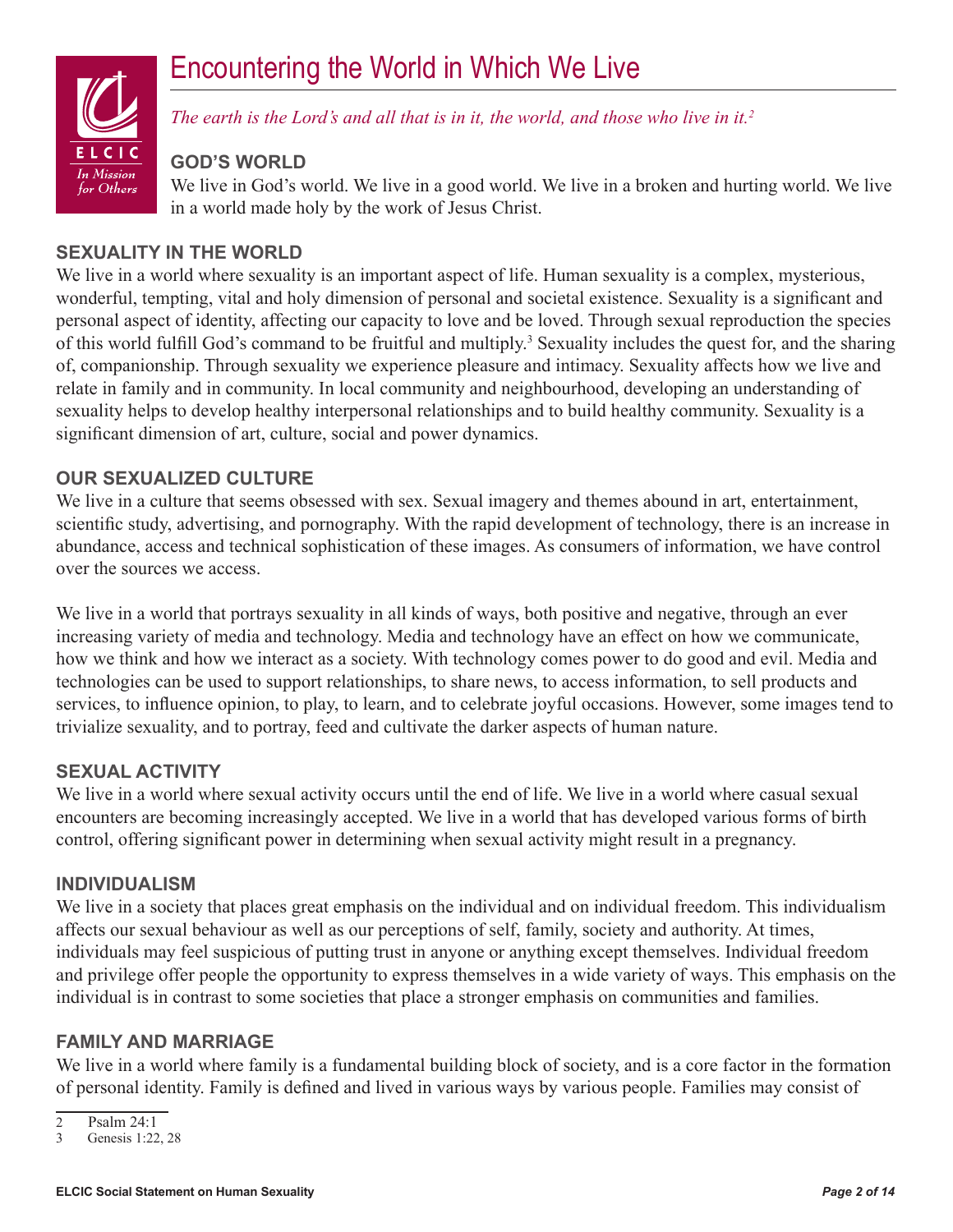# Encountering the World in Which We Live

*The earth is the Lord's and all that is in it, the world, and those who live in it.*[2]

### GOD'S WORLD

We live in God's world. We live in a good world. We live in a broken and hurting world. We live in a world made holy by the work of Jesus Christ.

### SEXUALITY IN THE WORLD

We live in a world where sexuality is an important aspect of life. Human sexuality is a complex, mysterious, wonderful, tempting, vital and holy dimension of personal and societal existence. Sexuality is a significant and personal aspect of identity, affecting our capacity to love and be loved. Through sexual reproduction the species of this world fulfill God's command to be fruitful and multiply.[3] Sexuality includes the quest for, and the sharing of, companionship. Through sexuality we experience pleasure and intimacy. Sexuality affects how we live and relate in family and in community. In local community and neighbourhood, developing an understanding of sexuality helps to develop healthy interpersonal relationships and to build healthy community. Sexuality is a significant dimension of art, culture, social and power dynamics.

### OUR SEXUALIZED CULTURE

We live in a culture that seems obsessed with sex. Sexual imagery and themes abound in art, entertainment, scientific study, advertising, and pornography. With the rapid development of technology, there is an increase in abundance, access and technical sophistication of these images. As consumers of information, we have control over the sources we access.

We live in a world that portrays sexuality in all kinds of ways, both positive and negative, through an ever increasing variety of media and technology. Media and technology have an effect on how we communicate, how we think and how we interact as a society. With technology comes power to do good and evil. Media and technologies can be used to support relationships, to share news, to access information, to sell products and services, to influence opinion, to play, to learn, and to celebrate joyful occasions. However, some images tend to trivialize sexuality, and to portray, feed and cultivate the darker aspects of human nature.

### SEXUAL ACTIVITY

We live in a world where sexual activity occurs until the end of life. We live in a world where casual sexual encounters are becoming increasingly accepted. We live in a world that has developed various forms of birth control, offering significant power in determining when sexual activity might result in a pregnancy.

### INDIVIDUALISM

We live in a society that places great emphasis on the individual and on individual freedom. This individualism affects our sexual behaviour as well as our perceptions of self, family, society and authority. At times, individuals may feel suspicious of putting trust in anyone or anything except themselves. Individual freedom and privilege offer people the opportunity to express themselves in a wide variety of ways. This emphasis on the individual is in contrast to some societies that place a stronger emphasis on communities and families.

### FAMILY AND MARRIAGE

We live in a world where family is a fundamental building block of society, and is a core factor in the formation of personal identity. Family is defined and lived in various ways by various people. Families may consist of

---

2 Psalm 24:1
3 Genesis 1:22, 28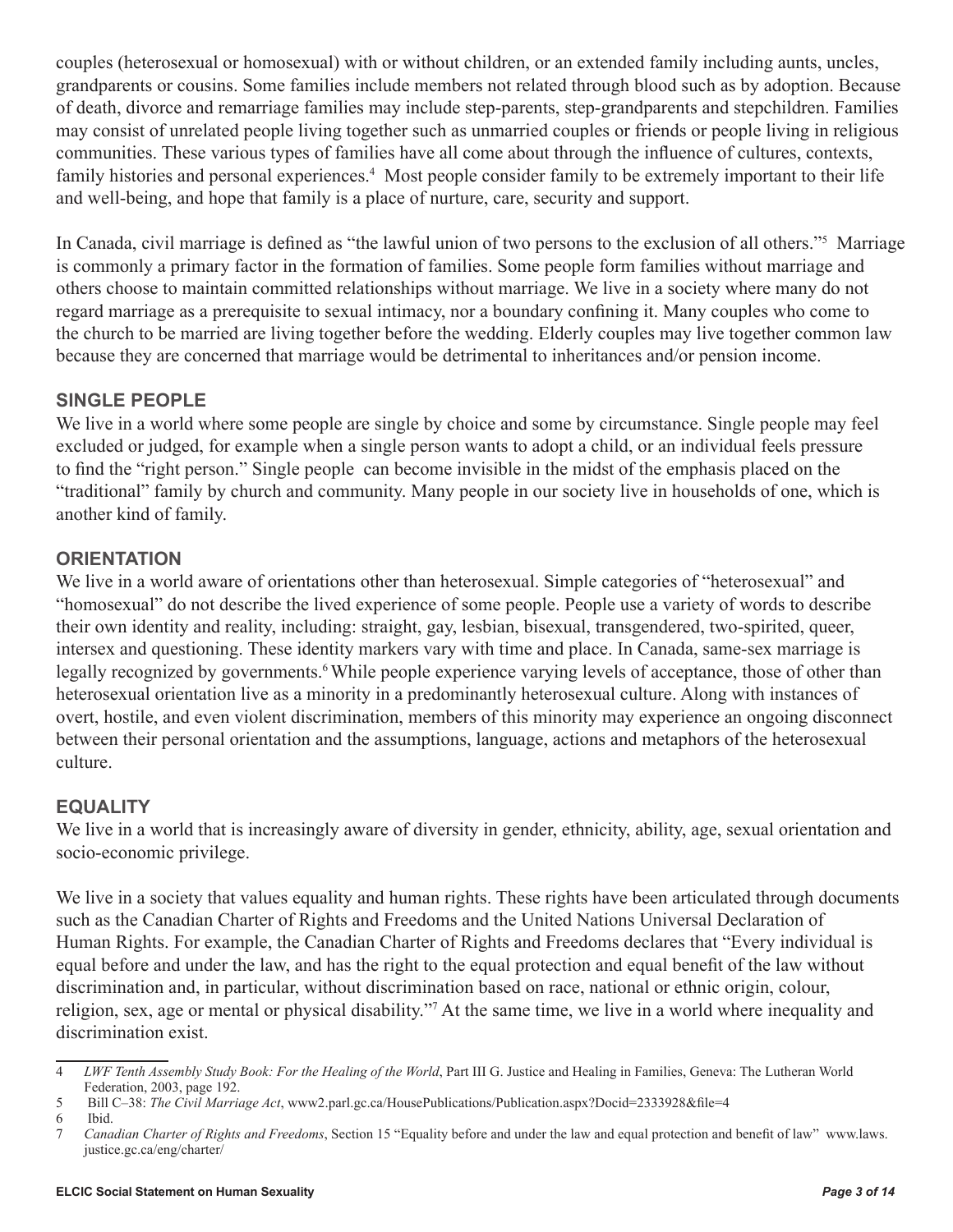couples (heterosexual or homosexual) with or without children, or an extended family including aunts, uncles, grandparents or cousins. Some families include members not related through blood such as by adoption. Because of death, divorce and remarriage families may include step-parents, step-grandparents and stepchildren. Families may consist of unrelated people living together such as unmarried couples or friends or people living in religious communities. These various types of families have all come about through the influence of cultures, contexts, family histories and personal experiences.[4] Most people consider family to be extremely important to their life and well-being, and hope that family is a place of nurture, care, security and support.

In Canada, civil marriage is defined as "the lawful union of two persons to the exclusion of all others."[5] Marriage is commonly a primary factor in the formation of families. Some people form families without marriage and others choose to maintain committed relationships without marriage. We live in a society where many do not regard marriage as a prerequisite to sexual intimacy, nor a boundary confining it. Many couples who come to the church to be married are living together before the wedding. Elderly couples may live together common law because they are concerned that marriage would be detrimental to inheritances and/or pension income.

### SINGLE PEOPLE

We live in a world where some people are single by choice and some by circumstance. Single people may feel excluded or judged, for example when a single person wants to adopt a child, or an individual feels pressure to find the "right person." Single people can become invisible in the midst of the emphasis placed on the "traditional" family by church and community. Many people in our society live in households of one, which is another kind of family.

### ORIENTATION

We live in a world aware of orientations other than heterosexual. Simple categories of "heterosexual" and "homosexual" do not describe the lived experience of some people. People use a variety of words to describe their own identity and reality, including: straight, gay, lesbian, bisexual, transgendered, two-spirited, queer, intersex and questioning. These identity markers vary with time and place. In Canada, same-sex marriage is legally recognized by governments.[6] While people experience varying levels of acceptance, those of other than heterosexual orientation live as a minority in a predominantly heterosexual culture. Along with instances of overt, hostile, and even violent discrimination, members of this minority may experience an ongoing disconnect between their personal orientation and the assumptions, language, actions and metaphors of the heterosexual culture.

### EQUALITY

We live in a world that is increasingly aware of diversity in gender, ethnicity, ability, age, sexual orientation and socio-economic privilege.

We live in a society that values equality and human rights. These rights have been articulated through documents such as the Canadian Charter of Rights and Freedoms and the United Nations Universal Declaration of Human Rights. For example, the Canadian Charter of Rights and Freedoms declares that "Every individual is equal before and under the law, and has the right to the equal protection and equal benefit of the law without discrimination and, in particular, without discrimination based on race, national or ethnic origin, colour, religion, sex, age or mental or physical disability."[7] At the same time, we live in a world where inequality and discrimination exist.

---

4 *LWF Tenth Assembly Study Book: For the Healing of the World*, Part III G. Justice and Healing in Families, Geneva: The Lutheran World Federation, 2003, page 192.

5 Bill C–38: *The Civil Marriage Act*, www2.parl.gc.ca/HousePublications/Publication.aspx?Docid=2333928&file=4

6 Ibid.

7 *Canadian Charter of Rights and Freedoms*, Section 15 "Equality before and under the law and equal protection and benefit of law" www.laws.justice.gc.ca/eng/charter/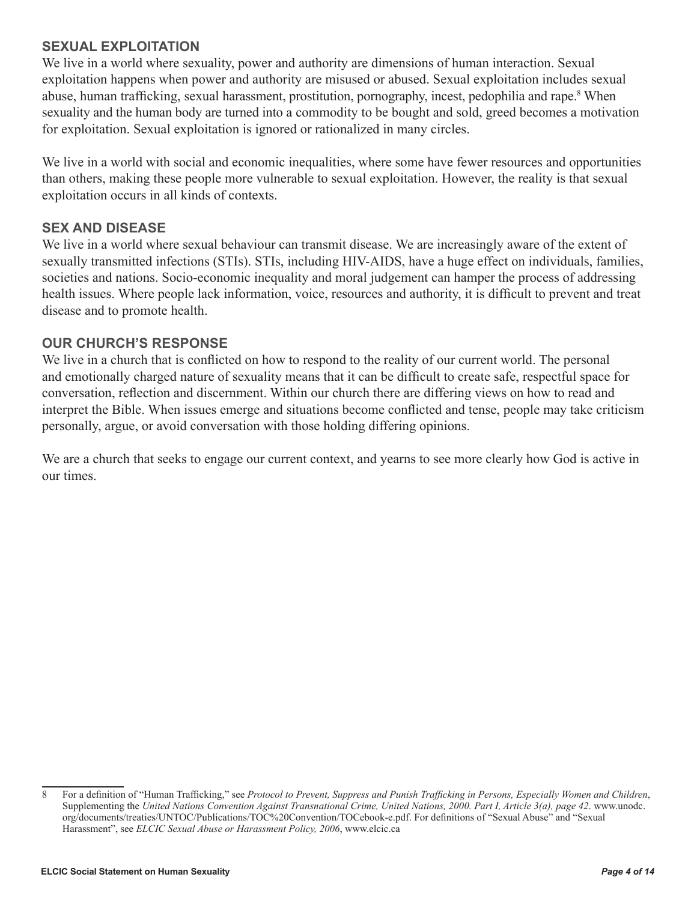## SEXUAL EXPLOITATION

We live in a world where sexuality, power and authority are dimensions of human interaction. Sexual exploitation happens when power and authority are misused or abused. Sexual exploitation includes sexual abuse, human trafficking, sexual harassment, prostitution, pornography, incest, pedophilia and rape.[8] When sexuality and the human body are turned into a commodity to be bought and sold, greed becomes a motivation for exploitation. Sexual exploitation is ignored or rationalized in many circles.

We live in a world with social and economic inequalities, where some have fewer resources and opportunities than others, making these people more vulnerable to sexual exploitation. However, the reality is that sexual exploitation occurs in all kinds of contexts.

## SEX AND DISEASE

We live in a world where sexual behaviour can transmit disease. We are increasingly aware of the extent of sexually transmitted infections (STIs). STIs, including HIV-AIDS, have a huge effect on individuals, families, societies and nations. Socio-economic inequality and moral judgement can hamper the process of addressing health issues. Where people lack information, voice, resources and authority, it is difficult to prevent and treat disease and to promote health.

## OUR CHURCH'S RESPONSE

We live in a church that is conflicted on how to respond to the reality of our current world. The personal and emotionally charged nature of sexuality means that it can be difficult to create safe, respectful space for conversation, reflection and discernment. Within our church there are differing views on how to read and interpret the Bible. When issues emerge and situations become conflicted and tense, people may take criticism personally, argue, or avoid conversation with those holding differing opinions.

We are a church that seeks to engage our current context, and yearns to see more clearly how God is active in our times.

---

8 For a definition of "Human Trafficking," see *Protocol to Prevent, Suppress and Punish Trafficking in Persons, Especially Women and Children*, Supplementing the *United Nations Convention Against Transnational Crime, United Nations, 2000. Part I, Article 3(a), page 42*. www.unodc.org/documents/treaties/UNTOC/Publications/TOC%20Convention/TOCebook-e.pdf. For definitions of "Sexual Abuse" and "Sexual Harassment", see *ELCIC Sexual Abuse or Harassment Policy, 2006*, www.elcic.ca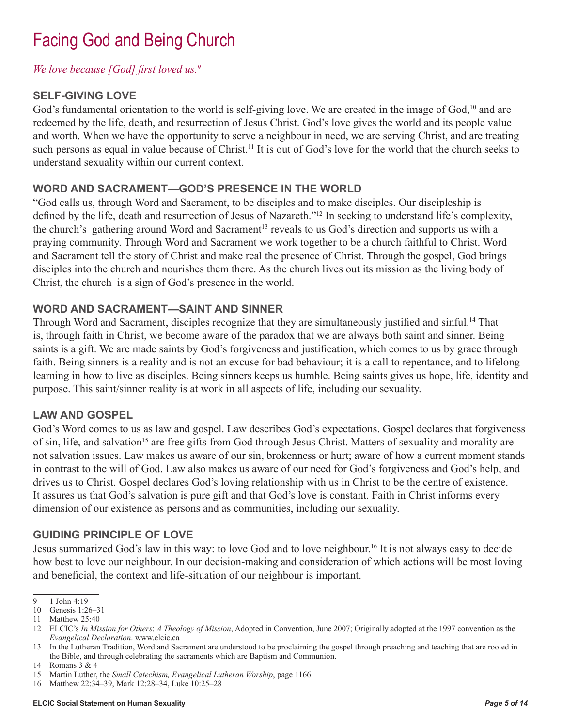# Facing God and Being Church

*We love because [God] first loved us.*[9]

## SELF-GIVING LOVE

God's fundamental orientation to the world is self-giving love. We are created in the image of God,[10] and are redeemed by the life, death, and resurrection of Jesus Christ. God's love gives the world and its people value and worth. When we have the opportunity to serve a neighbour in need, we are serving Christ, and are treating such persons as equal in value because of Christ.[11] It is out of God's love for the world that the church seeks to understand sexuality within our current context.

## WORD AND SACRAMENT—GOD'S PRESENCE IN THE WORLD

"God calls us, through Word and Sacrament, to be disciples and to make disciples. Our discipleship is defined by the life, death and resurrection of Jesus of Nazareth."[12] In seeking to understand life's complexity, the church's gathering around Word and Sacrament[13] reveals to us God's direction and supports us with a praying community. Through Word and Sacrament we work together to be a church faithful to Christ. Word and Sacrament tell the story of Christ and make real the presence of Christ. Through the gospel, God brings disciples into the church and nourishes them there. As the church lives out its mission as the living body of Christ, the church is a sign of God's presence in the world.

## WORD AND SACRAMENT—SAINT AND SINNER

Through Word and Sacrament, disciples recognize that they are simultaneously justified and sinful.[14] That is, through faith in Christ, we become aware of the paradox that we are always both saint and sinner. Being saints is a gift. We are made saints by God's forgiveness and justification, which comes to us by grace through faith. Being sinners is a reality and is not an excuse for bad behaviour; it is a call to repentance, and to lifelong learning in how to live as disciples. Being sinners keeps us humble. Being saints gives us hope, life, identity and purpose. This saint/sinner reality is at work in all aspects of life, including our sexuality.

## LAW AND GOSPEL

God's Word comes to us as law and gospel. Law describes God's expectations. Gospel declares that forgiveness of sin, life, and salvation[15] are free gifts from God through Jesus Christ. Matters of sexuality and morality are not salvation issues. Law makes us aware of our sin, brokenness or hurt; aware of how a current moment stands in contrast to the will of God. Law also makes us aware of our need for God's forgiveness and God's help, and drives us to Christ. Gospel declares God's loving relationship with us in Christ to be the centre of existence. It assures us that God's salvation is pure gift and that God's love is constant. Faith in Christ informs every dimension of our existence as persons and as communities, including our sexuality.

## GUIDING PRINCIPLE OF LOVE

Jesus summarized God's law in this way: to love God and to love neighbour.[16] It is not always easy to decide how best to love our neighbour. In our decision-making and consideration of which actions will be most loving and beneficial, the context and life-situation of our neighbour is important.

---

9 1 John 4:19

10 Genesis 1:26–31

11 Matthew 25:40

12 ELCIC's *In Mission for Others*: *A Theology of Mission*, Adopted in Convention, June 2007; Originally adopted at the 1997 convention as the *Evangelical Declaration*. www.elcic.ca

13 In the Lutheran Tradition, Word and Sacrament are understood to be proclaiming the gospel through preaching and teaching that are rooted in the Bible, and through celebrating the sacraments which are Baptism and Communion.

14 Romans 3 & 4

15 Martin Luther, the *Small Catechism, Evangelical Lutheran Worship*, page 1166.

16 Matthew 22:34–39, Mark 12:28–34, Luke 10:25–28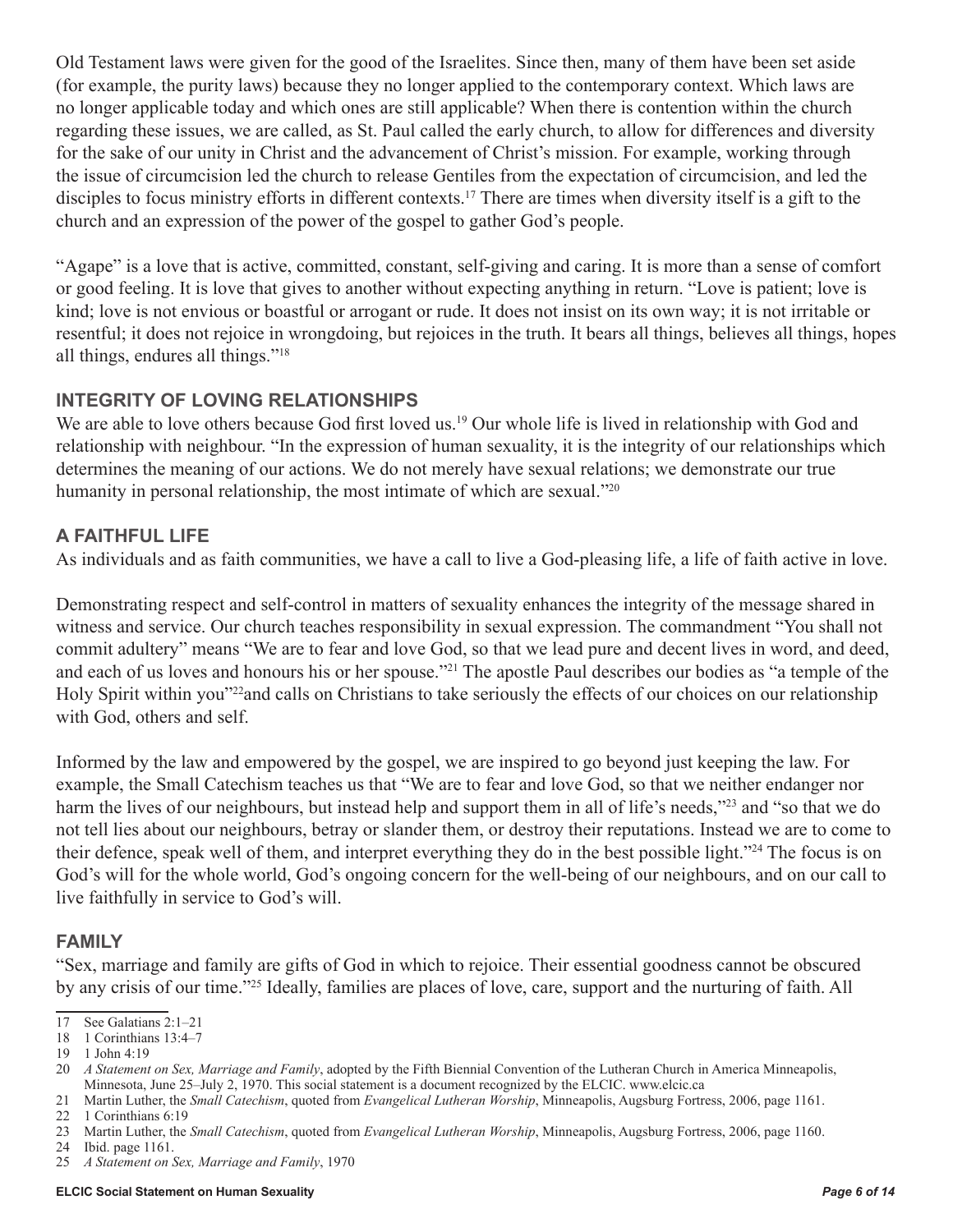Old Testament laws were given for the good of the Israelites. Since then, many of them have been set aside (for example, the purity laws) because they no longer applied to the contemporary context. Which laws are no longer applicable today and which ones are still applicable? When there is contention within the church regarding these issues, we are called, as St. Paul called the early church, to allow for differences and diversity for the sake of our unity in Christ and the advancement of Christ's mission. For example, working through the issue of circumcision led the church to release Gentiles from the expectation of circumcision, and led the disciples to focus ministry efforts in different contexts.[17] There are times when diversity itself is a gift to the church and an expression of the power of the gospel to gather God's people.

"Agape" is a love that is active, committed, constant, self-giving and caring. It is more than a sense of comfort or good feeling. It is love that gives to another without expecting anything in return. "Love is patient; love is kind; love is not envious or boastful or arrogant or rude. It does not insist on its own way; it is not irritable or resentful; it does not rejoice in wrongdoing, but rejoices in the truth. It bears all things, believes all things, hopes all things, endures all things."[18]

## INTEGRITY OF LOVING RELATIONSHIPS

We are able to love others because God first loved us.[19] Our whole life is lived in relationship with God and relationship with neighbour. "In the expression of human sexuality, it is the integrity of our relationships which determines the meaning of our actions. We do not merely have sexual relations; we demonstrate our true humanity in personal relationship, the most intimate of which are sexual."[20]

## A FAITHFUL LIFE

As individuals and as faith communities, we have a call to live a God-pleasing life, a life of faith active in love.

Demonstrating respect and self-control in matters of sexuality enhances the integrity of the message shared in witness and service. Our church teaches responsibility in sexual expression. The commandment "You shall not commit adultery" means "We are to fear and love God, so that we lead pure and decent lives in word, and deed, and each of us loves and honours his or her spouse."[21] The apostle Paul describes our bodies as "a temple of the Holy Spirit within you"[22]and calls on Christians to take seriously the effects of our choices on our relationship with God, others and self.

Informed by the law and empowered by the gospel, we are inspired to go beyond just keeping the law. For example, the Small Catechism teaches us that "We are to fear and love God, so that we neither endanger nor harm the lives of our neighbours, but instead help and support them in all of life's needs,"[23] and "so that we do not tell lies about our neighbours, betray or slander them, or destroy their reputations. Instead we are to come to their defence, speak well of them, and interpret everything they do in the best possible light."[24] The focus is on God's will for the whole world, God's ongoing concern for the well-being of our neighbours, and on our call to live faithfully in service to God's will.

## FAMILY

"Sex, marriage and family are gifts of God in which to rejoice. Their essential goodness cannot be obscured by any crisis of our time."[25] Ideally, families are places of love, care, support and the nurturing of faith. All

---

17 See Galatians 2:1–21

18 1 Corinthians 13:4–7

19 1 John 4:19

20 *A Statement on Sex, Marriage and Family*, adopted by the Fifth Biennial Convention of the Lutheran Church in America Minneapolis, Minnesota, June 25–July 2, 1970. This social statement is a document recognized by the ELCIC. www.elcic.ca

21 Martin Luther, the *Small Catechism*, quoted from *Evangelical Lutheran Worship*, Minneapolis, Augsburg Fortress, 2006, page 1161.

22 1 Corinthians 6:19

23 Martin Luther, the *Small Catechism*, quoted from *Evangelical Lutheran Worship*, Minneapolis, Augsburg Fortress, 2006, page 1160.

24 Ibid. page 1161.

25 *A Statement on Sex, Marriage and Family*, 1970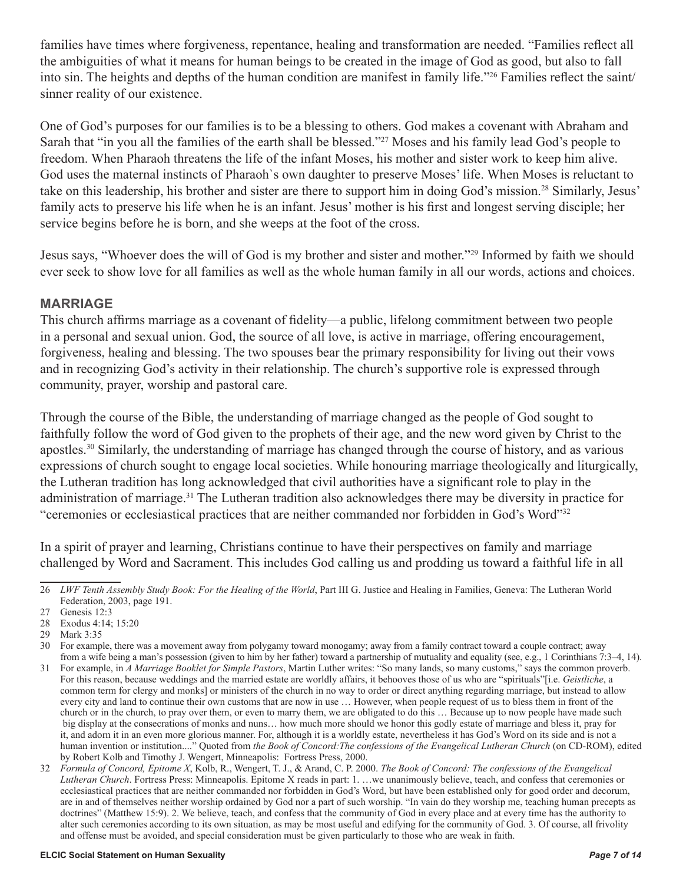families have times where forgiveness, repentance, healing and transformation are needed. "Families reflect all the ambiguities of what it means for human beings to be created in the image of God as good, but also to fall into sin. The heights and depths of the human condition are manifest in family life."[26] Families reflect the saint/sinner reality of our existence.

One of God's purposes for our families is to be a blessing to others. God makes a covenant with Abraham and Sarah that "in you all the families of the earth shall be blessed."[27] Moses and his family lead God's people to freedom. When Pharaoh threatens the life of the infant Moses, his mother and sister work to keep him alive. God uses the maternal instincts of Pharaoh`s own daughter to preserve Moses' life. When Moses is reluctant to take on this leadership, his brother and sister are there to support him in doing God's mission.[28] Similarly, Jesus' family acts to preserve his life when he is an infant. Jesus' mother is his first and longest serving disciple; her service begins before he is born, and she weeps at the foot of the cross.

Jesus says, "Whoever does the will of God is my brother and sister and mother."[29] Informed by faith we should ever seek to show love for all families as well as the whole human family in all our words, actions and choices.

## MARRIAGE

This church affirms marriage as a covenant of fidelity—a public, lifelong commitment between two people in a personal and sexual union. God, the source of all love, is active in marriage, offering encouragement, forgiveness, healing and blessing. The two spouses bear the primary responsibility for living out their vows and in recognizing God's activity in their relationship. The church's supportive role is expressed through community, prayer, worship and pastoral care.

Through the course of the Bible, the understanding of marriage changed as the people of God sought to faithfully follow the word of God given to the prophets of their age, and the new word given by Christ to the apostles.[30] Similarly, the understanding of marriage has changed through the course of history, and as various expressions of church sought to engage local societies. While honouring marriage theologically and liturgically, the Lutheran tradition has long acknowledged that civil authorities have a significant role to play in the administration of marriage.[31] The Lutheran tradition also acknowledges there may be diversity in practice for "ceremonies or ecclesiastical practices that are neither commanded nor forbidden in God's Word"[32]

In a spirit of prayer and learning, Christians continue to have their perspectives on family and marriage challenged by Word and Sacrament. This includes God calling us and prodding us toward a faithful life in all

---

26 *LWF Tenth Assembly Study Book: For the Healing of the World*, Part III G. Justice and Healing in Families, Geneva: The Lutheran World Federation, 2003, page 191.

27 Genesis 12:3

28 Exodus 4:14; 15:20

29 Mark 3:35

30 For example, there was a movement away from polygamy toward monogamy; away from a family contract toward a couple contract; away from a wife being a man's possession (given to him by her father) toward a partnership of mutuality and equality (see, e.g., 1 Corinthians 7:3–4, 14).

31 For example, in *A Marriage Booklet for Simple Pastors*, Martin Luther writes: "So many lands, so many customs," says the common proverb. For this reason, because weddings and the married estate are worldly affairs, it behooves those of us who are "spirituals"[i.e. *Geistliche*, a common term for clergy and monks] or ministers of the church in no way to order or direct anything regarding marriage, but instead to allow every city and land to continue their own customs that are now in use … However, when people request of us to bless them in front of the church or in the church, to pray over them, or even to marry them, we are obligated to do this … Because up to now people have made such big display at the consecrations of monks and nuns… how much more should we honor this godly estate of marriage and bless it, pray for it, and adorn it in an even more glorious manner. For, although it is a worldly estate, nevertheless it has God's Word on its side and is not a human invention or institution...." Quoted from *the Book of Concord:The confessions of the Evangelical Lutheran Church* (on CD-ROM), edited by Robert Kolb and Timothy J. Wengert, Minneapolis: Fortress Press, 2000.

32 *Formula of Concord, Epitome X*, Kolb, R., Wengert, T. J., & Arand, C. P. 2000. *The Book of Concord: The confessions of the Evangelical Lutheran Church*. Fortress Press: Minneapolis. Epitome X reads in part: 1. …we unanimously believe, teach, and confess that ceremonies or ecclesiastical practices that are neither commanded nor forbidden in God's Word, but have been established only for good order and decorum, are in and of themselves neither worship ordained by God nor a part of such worship. "In vain do they worship me, teaching human precepts as doctrines" (Matthew 15:9). 2. We believe, teach, and confess that the community of God in every place and at every time has the authority to alter such ceremonies according to its own situation, as may be most useful and edifying for the community of God. 3. Of course, all frivolity and offense must be avoided, and special consideration must be given particularly to those who are weak in faith.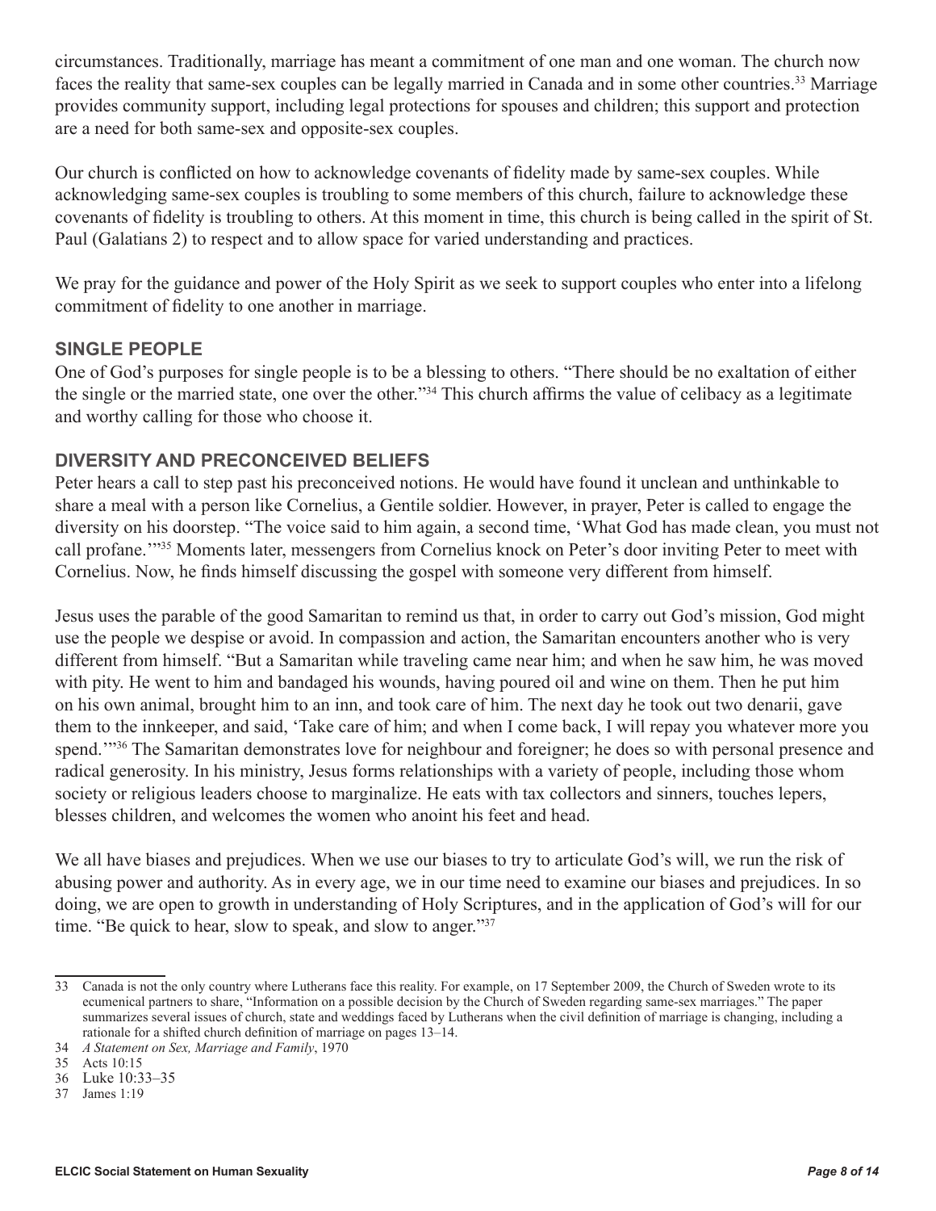circumstances. Traditionally, marriage has meant a commitment of one man and one woman. The church now faces the reality that same-sex couples can be legally married in Canada and in some other countries.[33] Marriage provides community support, including legal protections for spouses and children; this support and protection are a need for both same-sex and opposite-sex couples.

Our church is conflicted on how to acknowledge covenants of fidelity made by same-sex couples. While acknowledging same-sex couples is troubling to some members of this church, failure to acknowledge these covenants of fidelity is troubling to others. At this moment in time, this church is being called in the spirit of St. Paul (Galatians 2) to respect and to allow space for varied understanding and practices.

We pray for the guidance and power of the Holy Spirit as we seek to support couples who enter into a lifelong commitment of fidelity to one another in marriage.

### SINGLE PEOPLE

One of God's purposes for single people is to be a blessing to others. "There should be no exaltation of either the single or the married state, one over the other."[34] This church affirms the value of celibacy as a legitimate and worthy calling for those who choose it.

### DIVERSITY AND PRECONCEIVED BELIEFS

Peter hears a call to step past his preconceived notions. He would have found it unclean and unthinkable to share a meal with a person like Cornelius, a Gentile soldier. However, in prayer, Peter is called to engage the diversity on his doorstep. "The voice said to him again, a second time, 'What God has made clean, you must not call profane.'"[35] Moments later, messengers from Cornelius knock on Peter's door inviting Peter to meet with Cornelius. Now, he finds himself discussing the gospel with someone very different from himself.

Jesus uses the parable of the good Samaritan to remind us that, in order to carry out God's mission, God might use the people we despise or avoid. In compassion and action, the Samaritan encounters another who is very different from himself. "But a Samaritan while traveling came near him; and when he saw him, he was moved with pity. He went to him and bandaged his wounds, having poured oil and wine on them. Then he put him on his own animal, brought him to an inn, and took care of him. The next day he took out two denarii, gave them to the innkeeper, and said, 'Take care of him; and when I come back, I will repay you whatever more you spend.'"[36] The Samaritan demonstrates love for neighbour and foreigner; he does so with personal presence and radical generosity. In his ministry, Jesus forms relationships with a variety of people, including those whom society or religious leaders choose to marginalize. He eats with tax collectors and sinners, touches lepers, blesses children, and welcomes the women who anoint his feet and head.

We all have biases and prejudices. When we use our biases to try to articulate God's will, we run the risk of abusing power and authority. As in every age, we in our time need to examine our biases and prejudices. In so doing, we are open to growth in understanding of Holy Scriptures, and in the application of God's will for our time. "Be quick to hear, slow to speak, and slow to anger."[37]

---

33 Canada is not the only country where Lutherans face this reality. For example, on 17 September 2009, the Church of Sweden wrote to its ecumenical partners to share, "Information on a possible decision by the Church of Sweden regarding same-sex marriages." The paper summarizes several issues of church, state and weddings faced by Lutherans when the civil definition of marriage is changing, including a rationale for a shifted church definition of marriage on pages 13–14.

34 *A Statement on Sex, Marriage and Family*, 1970

35 Acts 10:15

36 Luke 10:33–35

37 James 1:19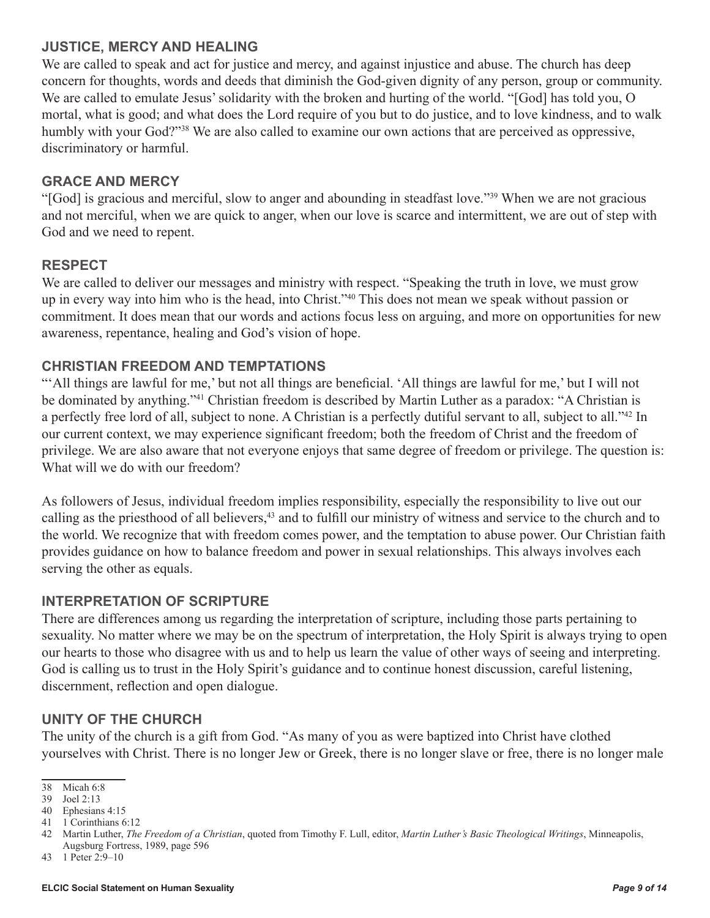## JUSTICE, MERCY AND HEALING

We are called to speak and act for justice and mercy, and against injustice and abuse. The church has deep concern for thoughts, words and deeds that diminish the God-given dignity of any person, group or community. We are called to emulate Jesus' solidarity with the broken and hurting of the world. "[God] has told you, O mortal, what is good; and what does the Lord require of you but to do justice, and to love kindness, and to walk humbly with your God?"[38] We are also called to examine our own actions that are perceived as oppressive, discriminatory or harmful.

## GRACE AND MERCY

"[God] is gracious and merciful, slow to anger and abounding in steadfast love."[39] When we are not gracious and not merciful, when we are quick to anger, when our love is scarce and intermittent, we are out of step with God and we need to repent.

## RESPECT

We are called to deliver our messages and ministry with respect. "Speaking the truth in love, we must grow up in every way into him who is the head, into Christ."[40] This does not mean we speak without passion or commitment. It does mean that our words and actions focus less on arguing, and more on opportunities for new awareness, repentance, healing and God's vision of hope.

## CHRISTIAN FREEDOM AND TEMPTATIONS

"'All things are lawful for me,' but not all things are beneficial. 'All things are lawful for me,' but I will not be dominated by anything."[41] Christian freedom is described by Martin Luther as a paradox: "A Christian is a perfectly free lord of all, subject to none. A Christian is a perfectly dutiful servant to all, subject to all."[42] In our current context, we may experience significant freedom; both the freedom of Christ and the freedom of privilege. We are also aware that not everyone enjoys that same degree of freedom or privilege. The question is: What will we do with our freedom?

As followers of Jesus, individual freedom implies responsibility, especially the responsibility to live out our calling as the priesthood of all believers,[43] and to fulfill our ministry of witness and service to the church and to the world. We recognize that with freedom comes power, and the temptation to abuse power. Our Christian faith provides guidance on how to balance freedom and power in sexual relationships. This always involves each serving the other as equals.

## INTERPRETATION OF SCRIPTURE

There are differences among us regarding the interpretation of scripture, including those parts pertaining to sexuality. No matter where we may be on the spectrum of interpretation, the Holy Spirit is always trying to open our hearts to those who disagree with us and to help us learn the value of other ways of seeing and interpreting. God is calling us to trust in the Holy Spirit's guidance and to continue honest discussion, careful listening, discernment, reflection and open dialogue.

## UNITY OF THE CHURCH

The unity of the church is a gift from God. "As many of you as were baptized into Christ have clothed yourselves with Christ. There is no longer Jew or Greek, there is no longer slave or free, there is no longer male

---

38 Micah 6:8

39 Joel 2:13

40 Ephesians 4:15

41 1 Corinthians 6:12

42 Martin Luther, *The Freedom of a Christian*, quoted from Timothy F. Lull, editor, *Martin Luther's Basic Theological Writings*, Minneapolis, Augsburg Fortress, 1989, page 596

43 1 Peter 2:9–10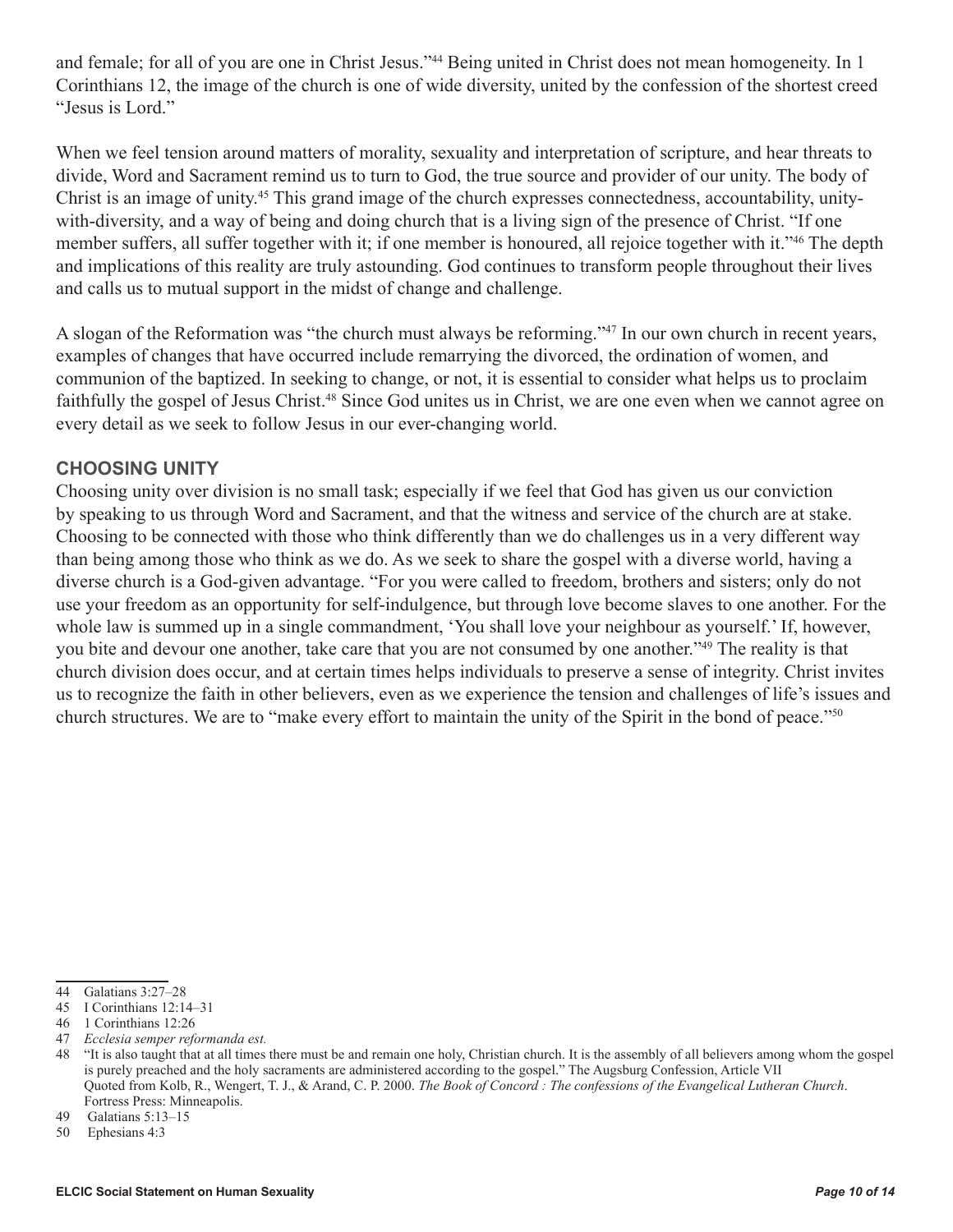and female; for all of you are one in Christ Jesus."[44] Being united in Christ does not mean homogeneity. In 1 Corinthians 12, the image of the church is one of wide diversity, united by the confession of the shortest creed "Jesus is Lord."

When we feel tension around matters of morality, sexuality and interpretation of scripture, and hear threats to divide, Word and Sacrament remind us to turn to God, the true source and provider of our unity. The body of Christ is an image of unity.[45] This grand image of the church expresses connectedness, accountability, unity-with-diversity, and a way of being and doing church that is a living sign of the presence of Christ. "If one member suffers, all suffer together with it; if one member is honoured, all rejoice together with it."[46] The depth and implications of this reality are truly astounding. God continues to transform people throughout their lives and calls us to mutual support in the midst of change and challenge.

A slogan of the Reformation was "the church must always be reforming."[47] In our own church in recent years, examples of changes that have occurred include remarrying the divorced, the ordination of women, and communion of the baptized. In seeking to change, or not, it is essential to consider what helps us to proclaim faithfully the gospel of Jesus Christ.[48] Since God unites us in Christ, we are one even when we cannot agree on every detail as we seek to follow Jesus in our ever-changing world.

## CHOOSING UNITY

Choosing unity over division is no small task; especially if we feel that God has given us our conviction by speaking to us through Word and Sacrament, and that the witness and service of the church are at stake. Choosing to be connected with those who think differently than we do challenges us in a very different way than being among those who think as we do. As we seek to share the gospel with a diverse world, having a diverse church is a God-given advantage. "For you were called to freedom, brothers and sisters; only do not use your freedom as an opportunity for self-indulgence, but through love become slaves to one another. For the whole law is summed up in a single commandment, 'You shall love your neighbour as yourself.' If, however, you bite and devour one another, take care that you are not consumed by one another."[49] The reality is that church division does occur, and at certain times helps individuals to preserve a sense of integrity. Christ invites us to recognize the faith in other believers, even as we experience the tension and challenges of life's issues and church structures. We are to "make every effort to maintain the unity of the Spirit in the bond of peace."[50]

---

44 Galatians 3:27–28

45 I Corinthians 12:14–31

46 1 Corinthians 12:26

47 *Ecclesia semper reformanda est.*

48 "It is also taught that at all times there must be and remain one holy, Christian church. It is the assembly of all believers among whom the gospel is purely preached and the holy sacraments are administered according to the gospel." The Augsburg Confession, Article VII Quoted from Kolb, R., Wengert, T. J., & Arand, C. P. 2000. *The Book of Concord : The confessions of the Evangelical Lutheran Church*. Fortress Press: Minneapolis.

49 Galatians 5:13–15

50 Ephesians 4:3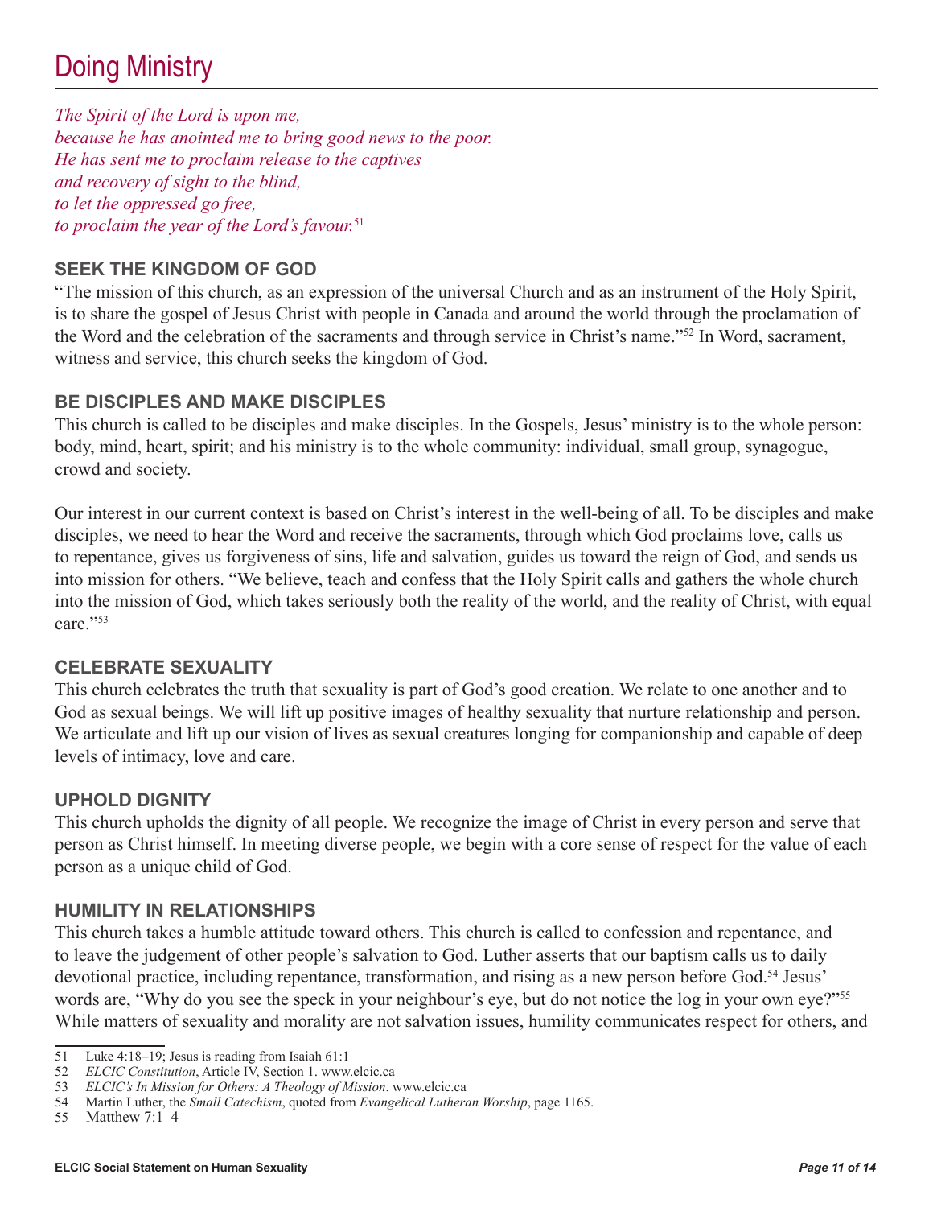# Doing Ministry

*The Spirit of the Lord is upon me,*
*because he has anointed me to bring good news to the poor.*
*He has sent me to proclaim release to the captives*
*and recovery of sight to the blind,*
*to let the oppressed go free,*
*to proclaim the year of the Lord's favour.*[51]

## SEEK THE KINGDOM OF GOD

"The mission of this church, as an expression of the universal Church and as an instrument of the Holy Spirit, is to share the gospel of Jesus Christ with people in Canada and around the world through the proclamation of the Word and the celebration of the sacraments and through service in Christ's name."[52] In Word, sacrament, witness and service, this church seeks the kingdom of God.

## BE DISCIPLES AND MAKE DISCIPLES

This church is called to be disciples and make disciples. In the Gospels, Jesus' ministry is to the whole person: body, mind, heart, spirit; and his ministry is to the whole community: individual, small group, synagogue, crowd and society.

Our interest in our current context is based on Christ's interest in the well-being of all. To be disciples and make disciples, we need to hear the Word and receive the sacraments, through which God proclaims love, calls us to repentance, gives us forgiveness of sins, life and salvation, guides us toward the reign of God, and sends us into mission for others. "We believe, teach and confess that the Holy Spirit calls and gathers the whole church into the mission of God, which takes seriously both the reality of the world, and the reality of Christ, with equal care."[53]

## CELEBRATE SEXUALITY

This church celebrates the truth that sexuality is part of God's good creation. We relate to one another and to God as sexual beings. We will lift up positive images of healthy sexuality that nurture relationship and person. We articulate and lift up our vision of lives as sexual creatures longing for companionship and capable of deep levels of intimacy, love and care.

## UPHOLD DIGNITY

This church upholds the dignity of all people. We recognize the image of Christ in every person and serve that person as Christ himself. In meeting diverse people, we begin with a core sense of respect for the value of each person as a unique child of God.

## HUMILITY IN RELATIONSHIPS

This church takes a humble attitude toward others. This church is called to confession and repentance, and to leave the judgement of other people's salvation to God. Luther asserts that our baptism calls us to daily devotional practice, including repentance, transformation, and rising as a new person before God.[54] Jesus' words are, "Why do you see the speck in your neighbour's eye, but do not notice the log in your own eye?"[55] While matters of sexuality and morality are not salvation issues, humility communicates respect for others, and

---

51 Luke 4:18–19; Jesus is reading from Isaiah 61:1
52 *ELCIC Constitution*, Article IV, Section 1. www.elcic.ca
53 *ELCIC's In Mission for Others: A Theology of Mission*. www.elcic.ca
54 Martin Luther, the *Small Catechism*, quoted from *Evangelical Lutheran Worship*, page 1165.
55 Matthew 7:1–4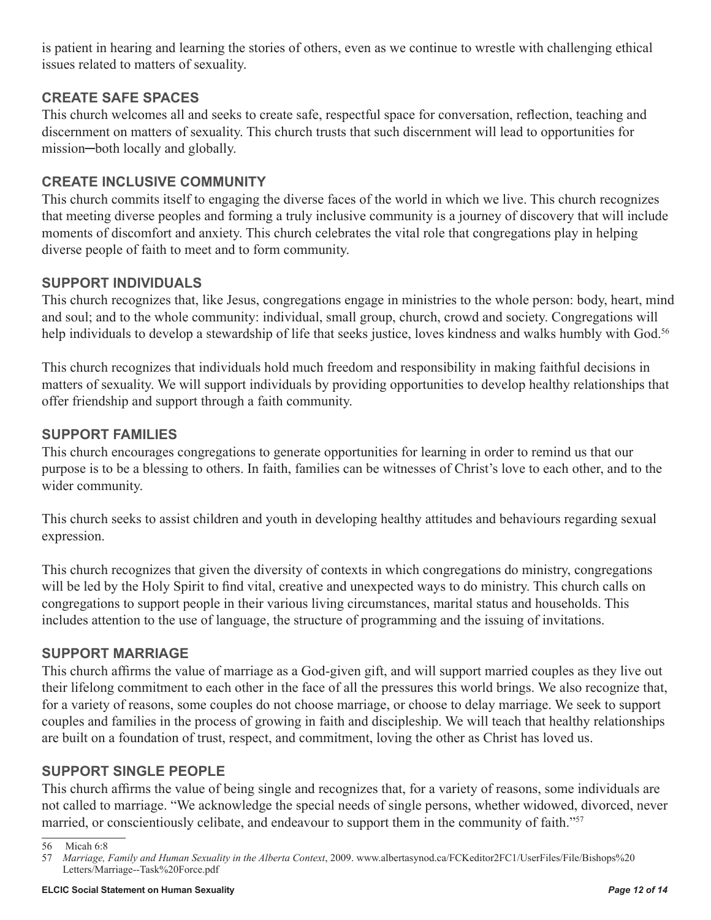is patient in hearing and learning the stories of others, even as we continue to wrestle with challenging ethical issues related to matters of sexuality.

### CREATE SAFE SPACES

This church welcomes all and seeks to create safe, respectful space for conversation, reflection, teaching and discernment on matters of sexuality. This church trusts that such discernment will lead to opportunities for mission─both locally and globally.

### CREATE INCLUSIVE COMMUNITY

This church commits itself to engaging the diverse faces of the world in which we live. This church recognizes that meeting diverse peoples and forming a truly inclusive community is a journey of discovery that will include moments of discomfort and anxiety. This church celebrates the vital role that congregations play in helping diverse people of faith to meet and to form community.

### SUPPORT INDIVIDUALS

This church recognizes that, like Jesus, congregations engage in ministries to the whole person: body, heart, mind and soul; and to the whole community: individual, small group, church, crowd and society. Congregations will help individuals to develop a stewardship of life that seeks justice, loves kindness and walks humbly with God.[56]

This church recognizes that individuals hold much freedom and responsibility in making faithful decisions in matters of sexuality. We will support individuals by providing opportunities to develop healthy relationships that offer friendship and support through a faith community.

### SUPPORT FAMILIES

This church encourages congregations to generate opportunities for learning in order to remind us that our purpose is to be a blessing to others. In faith, families can be witnesses of Christ's love to each other, and to the wider community.

This church seeks to assist children and youth in developing healthy attitudes and behaviours regarding sexual expression.

This church recognizes that given the diversity of contexts in which congregations do ministry, congregations will be led by the Holy Spirit to find vital, creative and unexpected ways to do ministry. This church calls on congregations to support people in their various living circumstances, marital status and households. This includes attention to the use of language, the structure of programming and the issuing of invitations.

### SUPPORT MARRIAGE

This church affirms the value of marriage as a God-given gift, and will support married couples as they live out their lifelong commitment to each other in the face of all the pressures this world brings. We also recognize that, for a variety of reasons, some couples do not choose marriage, or choose to delay marriage. We seek to support couples and families in the process of growing in faith and discipleship. We will teach that healthy relationships are built on a foundation of trust, respect, and commitment, loving the other as Christ has loved us.

### SUPPORT SINGLE PEOPLE

This church affirms the value of being single and recognizes that, for a variety of reasons, some individuals are not called to marriage. "We acknowledge the special needs of single persons, whether widowed, divorced, never married, or conscientiously celibate, and endeavour to support them in the community of faith."[57]

---

56 Micah 6:8

57 *Marriage, Family and Human Sexuality in the Alberta Context*, 2009. www.albertasynod.ca/FCKeditor2FC1/UserFiles/File/Bishops%20 Letters/Marriage--Task%20Force.pdf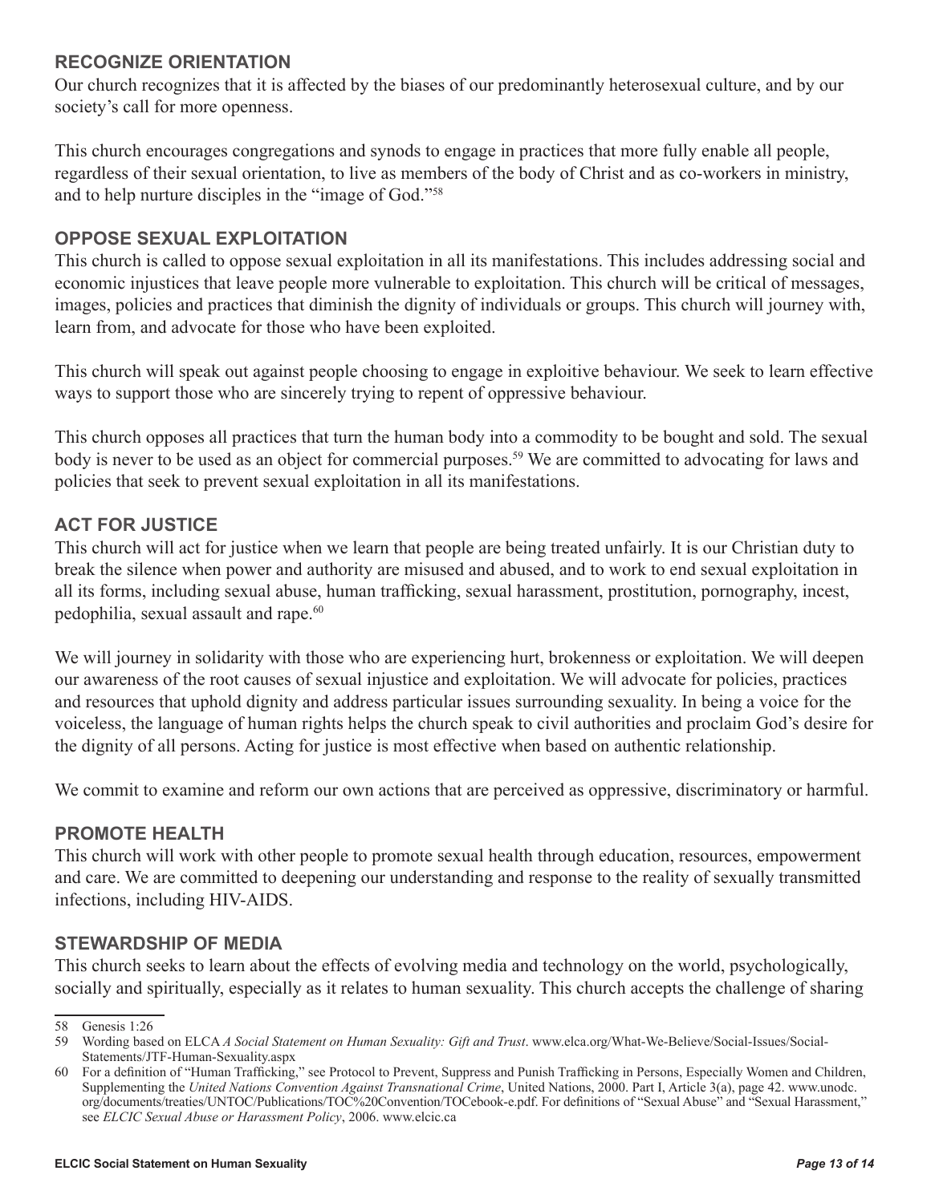### RECOGNIZE ORIENTATION

Our church recognizes that it is affected by the biases of our predominantly heterosexual culture, and by our society's call for more openness.

This church encourages congregations and synods to engage in practices that more fully enable all people, regardless of their sexual orientation, to live as members of the body of Christ and as co-workers in ministry, and to help nurture disciples in the "image of God."[58]

### OPPOSE SEXUAL EXPLOITATION

This church is called to oppose sexual exploitation in all its manifestations. This includes addressing social and economic injustices that leave people more vulnerable to exploitation. This church will be critical of messages, images, policies and practices that diminish the dignity of individuals or groups. This church will journey with, learn from, and advocate for those who have been exploited.

This church will speak out against people choosing to engage in exploitive behaviour. We seek to learn effective ways to support those who are sincerely trying to repent of oppressive behaviour.

This church opposes all practices that turn the human body into a commodity to be bought and sold. The sexual body is never to be used as an object for commercial purposes.[59] We are committed to advocating for laws and policies that seek to prevent sexual exploitation in all its manifestations.

### ACT FOR JUSTICE

This church will act for justice when we learn that people are being treated unfairly. It is our Christian duty to break the silence when power and authority are misused and abused, and to work to end sexual exploitation in all its forms, including sexual abuse, human trafficking, sexual harassment, prostitution, pornography, incest, pedophilia, sexual assault and rape.[60]

We will journey in solidarity with those who are experiencing hurt, brokenness or exploitation. We will deepen our awareness of the root causes of sexual injustice and exploitation. We will advocate for policies, practices and resources that uphold dignity and address particular issues surrounding sexuality. In being a voice for the voiceless, the language of human rights helps the church speak to civil authorities and proclaim God's desire for the dignity of all persons. Acting for justice is most effective when based on authentic relationship.

We commit to examine and reform our own actions that are perceived as oppressive, discriminatory or harmful.

### PROMOTE HEALTH

This church will work with other people to promote sexual health through education, resources, empowerment and care. We are committed to deepening our understanding and response to the reality of sexually transmitted infections, including HIV-AIDS.

### STEWARDSHIP OF MEDIA

This church seeks to learn about the effects of evolving media and technology on the world, psychologically, socially and spiritually, especially as it relates to human sexuality. This church accepts the challenge of sharing

---

58 Genesis 1:26

59 Wording based on ELCA *A Social Statement on Human Sexuality: Gift and Trust*. www.elca.org/What-We-Believe/Social-Issues/Social-Statements/JTF-Human-Sexuality.aspx

60 For a definition of "Human Trafficking," see Protocol to Prevent, Suppress and Punish Trafficking in Persons, Especially Women and Children, Supplementing the *United Nations Convention Against Transnational Crime*, United Nations, 2000. Part I, Article 3(a), page 42. www.unodc.org/documents/treaties/UNTOC/Publications/TOC%20Convention/TOCebook-e.pdf. For definitions of "Sexual Abuse" and "Sexual Harassment," see *ELCIC Sexual Abuse or Harassment Policy*, 2006. www.elcic.ca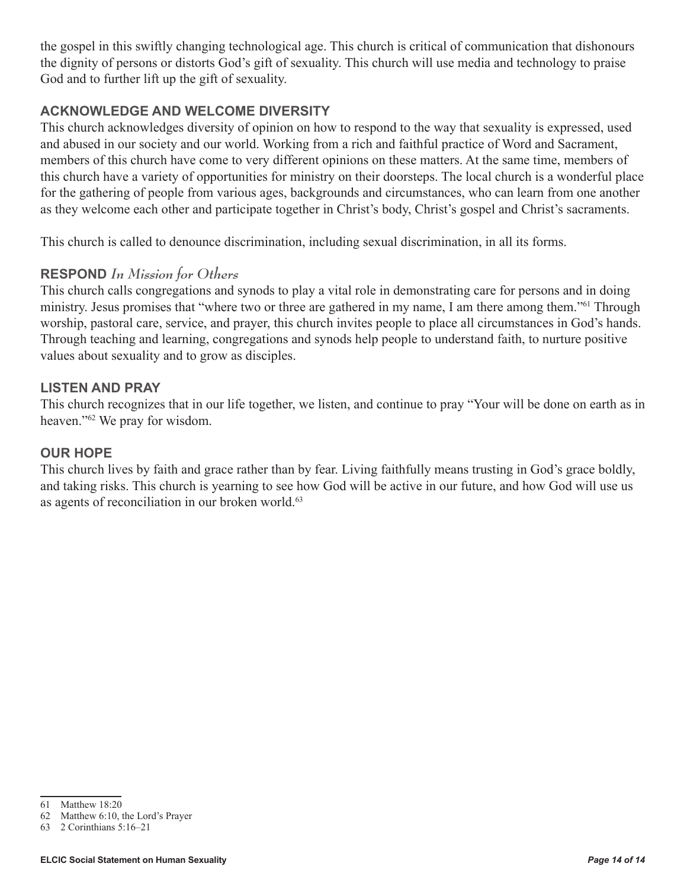the gospel in this swiftly changing technological age. This church is critical of communication that dishonours the dignity of persons or distorts God's gift of sexuality. This church will use media and technology to praise God and to further lift up the gift of sexuality.

### ACKNOWLEDGE AND WELCOME DIVERSITY

This church acknowledges diversity of opinion on how to respond to the way that sexuality is expressed, used and abused in our society and our world. Working from a rich and faithful practice of Word and Sacrament, members of this church have come to very different opinions on these matters. At the same time, members of this church have a variety of opportunities for ministry on their doorsteps. The local church is a wonderful place for the gathering of people from various ages, backgrounds and circumstances, who can learn from one another as they welcome each other and participate together in Christ's body, Christ's gospel and Christ's sacraments.

This church is called to denounce discrimination, including sexual discrimination, in all its forms.

### RESPOND *In Mission for Others*

This church calls congregations and synods to play a vital role in demonstrating care for persons and in doing ministry. Jesus promises that "where two or three are gathered in my name, I am there among them."[61] Through worship, pastoral care, service, and prayer, this church invites people to place all circumstances in God's hands. Through teaching and learning, congregations and synods help people to understand faith, to nurture positive values about sexuality and to grow as disciples.

### LISTEN AND PRAY

This church recognizes that in our life together, we listen, and continue to pray "Your will be done on earth as in heaven."[62] We pray for wisdom.

### OUR HOPE

This church lives by faith and grace rather than by fear. Living faithfully means trusting in God's grace boldly, and taking risks. This church is yearning to see how God will be active in our future, and how God will use us as agents of reconciliation in our broken world.[63]

---

61 Matthew 18:20

62 Matthew 6:10, the Lord's Prayer

63 2 Corinthians 5:16–21